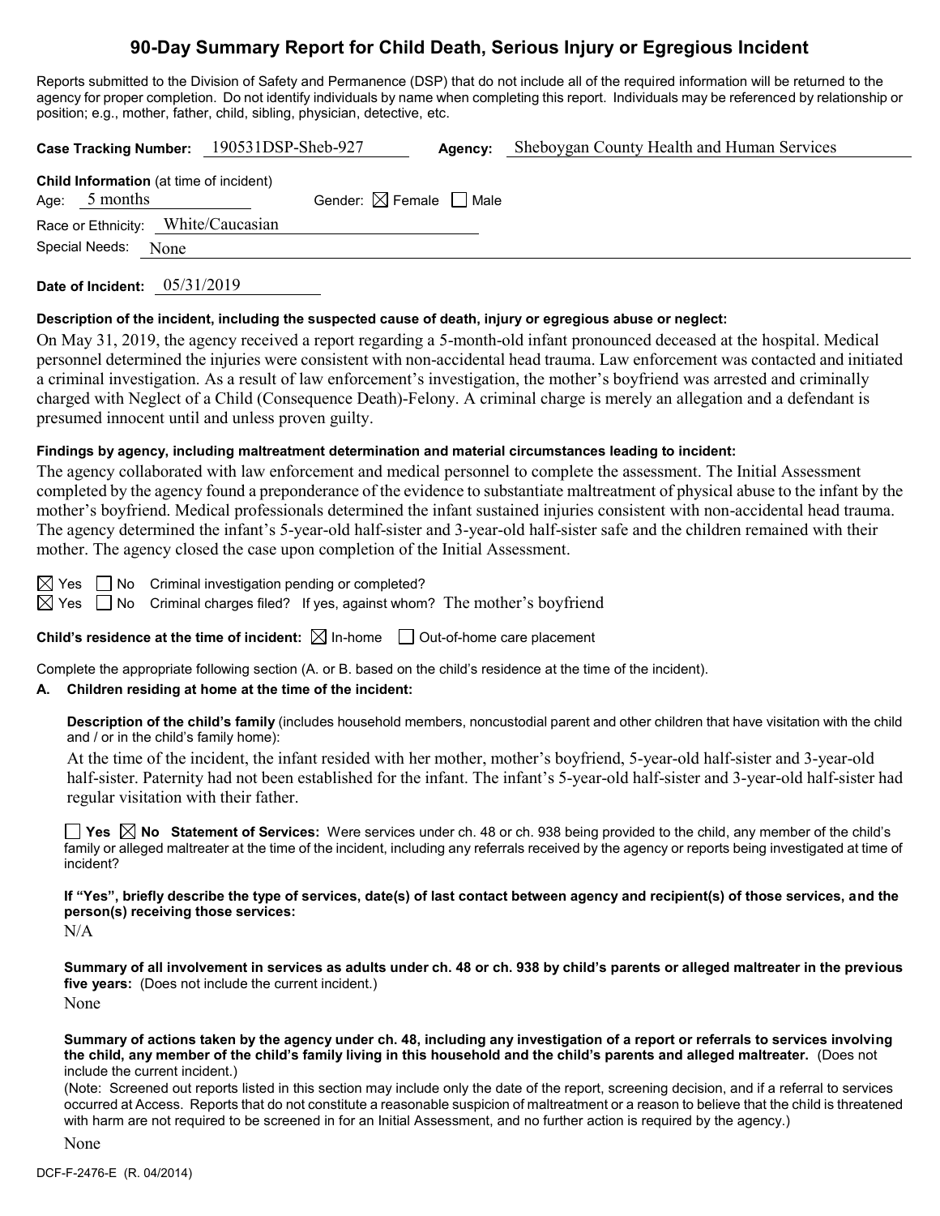# 90-Day Summary Report for Child Death, Serious Injury or Egregious Incident

Reports submitted to the Division of Safety and Permanence (DSP) that do not include all of the required information will be returned to the agency for proper completion. Do not identify individuals by name when completing this report. Individuals may be referenced by relationship or position; e.g., mother, father, child, sibling, physician, detective, etc.

**Case Tracking Number:** 190531DSP-Sheb-927 **Agency:** Sheboygan County Health and Human Services

**Child Information** (at time of incident)

Age: 5 months Gender: ☒ Female ☐ Male

Race or Ethnicity: White/Caucasian

Special Needs: None

**Date of Incident:** 05/31/2019

**Description of the incident, including the suspected cause of death, injury or egregious abuse or neglect:**

On May 31, 2019, the agency received a report regarding a 5-month-old infant pronounced deceased at the hospital. Medical personnel determined the injuries were consistent with non-accidental head trauma. Law enforcement was contacted and initiated a criminal investigation. As a result of law enforcement's investigation, the mother's boyfriend was arrested and criminally charged with Neglect of a Child (Consequence Death)-Felony. A criminal charge is merely an allegation and a defendant is presumed innocent until and unless proven guilty.

**Findings by agency, including maltreatment determination and material circumstances leading to incident:**

The agency collaborated with law enforcement and medical personnel to complete the assessment. The Initial Assessment completed by the agency found a preponderance of the evidence to substantiate maltreatment of physical abuse to the infant by the mother's boyfriend. Medical professionals determined the infant sustained injuries consistent with non-accidental head trauma. The agency determined the infant's 5-year-old half-sister and 3-year-old half-sister safe and the children remained with their mother. The agency closed the case upon completion of the Initial Assessment.

☒ Yes ☐ No Criminal investigation pending or completed?

☒ Yes ☐ No Criminal charges filed? If yes, against whom? The mother's boyfriend

**Child's residence at the time of incident:** ☒ In-home ☐ Out-of-home care placement

Complete the appropriate following section (A. or B. based on the child's residence at the time of the incident).

**A. Children residing at home at the time of the incident:**

**Description of the child's family** (includes household members, noncustodial parent and other children that have visitation with the child and / or in the child's family home):

At the time of the incident, the infant resided with her mother, mother's boyfriend, 5-year-old half-sister and 3-year-old half-sister. Paternity had not been established for the infant. The infant's 5-year-old half-sister and 3-year-old half-sister had regular visitation with their father.

☐ **Yes** ☒ **No** **Statement of Services:** Were services under ch. 48 or ch. 938 being provided to the child, any member of the child's family or alleged maltreater at the time of the incident, including any referrals received by the agency or reports being investigated at time of incident?

**If "Yes", briefly describe the type of services, date(s) of last contact between agency and recipient(s) of those services, and the person(s) receiving those services:**

N/A

**Summary of all involvement in services as adults under ch. 48 or ch. 938 by child's parents or alleged maltreater in the previous five years:** (Does not include the current incident.)

None

**Summary of actions taken by the agency under ch. 48, including any investigation of a report or referrals to services involving the child, any member of the child's family living in this household and the child's parents and alleged maltreater.** (Does not include the current incident.)

(Note: Screened out reports listed in this section may include only the date of the report, screening decision, and if a referral to services occurred at Access. Reports that do not constitute a reasonable suspicion of maltreatment or a reason to believe that the child is threatened with harm are not required to be screened in for an Initial Assessment, and no further action is required by the agency.)

None

DCF-F-2476-E (R. 04/2014)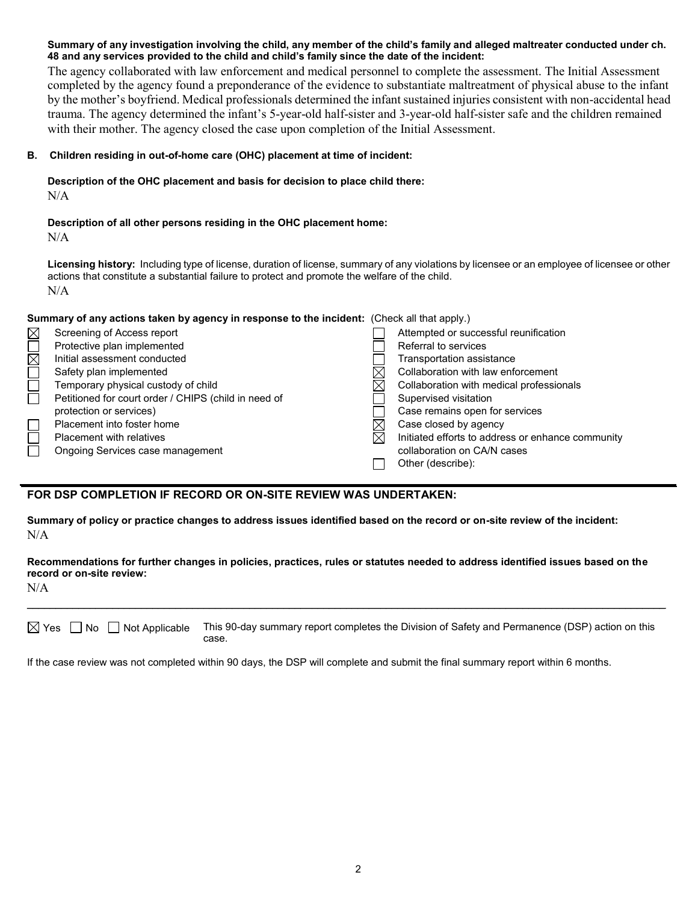**Summary of any investigation involving the child, any member of the child's family and alleged maltreater conducted under ch. 48 and any services provided to the child and child's family since the date of the incident:**

The agency collaborated with law enforcement and medical personnel to complete the assessment. The Initial Assessment completed by the agency found a preponderance of the evidence to substantiate maltreatment of physical abuse to the infant by the mother's boyfriend. Medical professionals determined the infant sustained injuries consistent with non-accidental head trauma. The agency determined the infant's 5-year-old half-sister and 3-year-old half-sister safe and the children remained with their mother. The agency closed the case upon completion of the Initial Assessment.

**B. Children residing in out-of-home care (OHC) placement at time of incident:**

**Description of the OHC placement and basis for decision to place child there:**
N/A

**Description of all other persons residing in the OHC placement home:**
N/A

**Licensing history:** Including type of license, duration of license, summary of any violations by licensee or an employee of licensee or other actions that constitute a substantial failure to protect and promote the welfare of the child.
N/A

**Summary of any actions taken by agency in response to the incident:** (Check all that apply.)

- ☒ Screening of Access report
- ☐ Protective plan implemented
- ☒ Initial assessment conducted
- ☐ Safety plan implemented
- ☐ Temporary physical custody of child
- ☐ Petitioned for court order / CHIPS (child in need of protection or services)
- ☐ Placement into foster home
- ☐ Placement with relatives
- ☐ Ongoing Services case management
- ☐ Attempted or successful reunification
- ☐ Referral to services
- ☐ Transportation assistance
- ☒ Collaboration with law enforcement
- ☒ Collaboration with medical professionals
- ☐ Supervised visitation
- ☐ Case remains open for services
- ☒ Case closed by agency
- ☒ Initiated efforts to address or enhance community collaboration on CA/N cases
- ☐ Other (describe):

---

## FOR DSP COMPLETION IF RECORD OR ON-SITE REVIEW WAS UNDERTAKEN:

**Summary of policy or practice changes to address issues identified based on the record or on-site review of the incident:**
N/A

**Recommendations for further changes in policies, practices, rules or statutes needed to address identified issues based on the record or on-site review:**
N/A

---

☒ Yes ☐ No ☐ Not Applicable This 90-day summary report completes the Division of Safety and Permanence (DSP) action on this case.

If the case review was not completed within 90 days, the DSP will complete and submit the final summary report within 6 months.